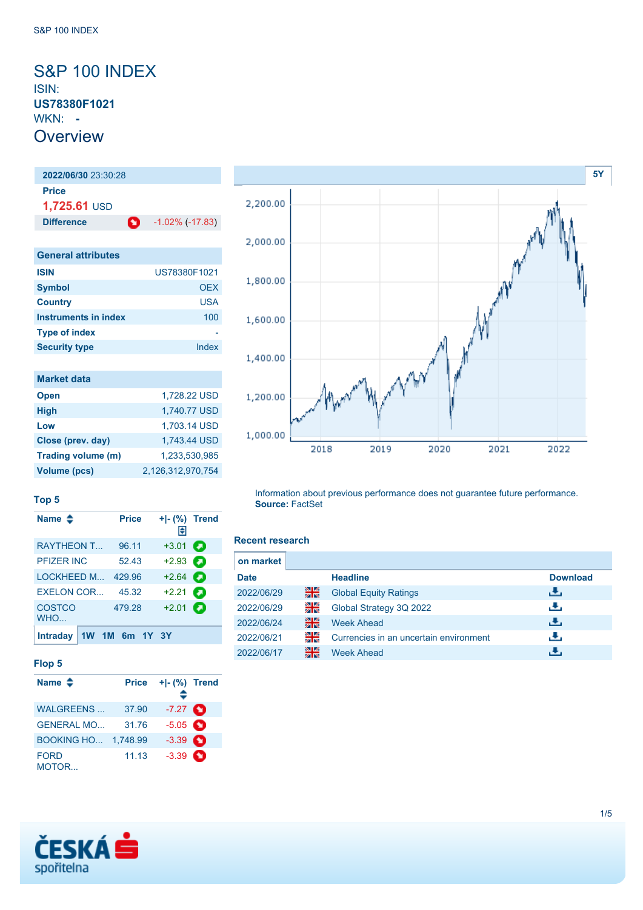# S&P 100 INDEX

ISIN:
**US78380F1021**
WKN: **-**

## Overview

| **2022/06/30** 23:30:28 | |
|---|---|
| **Price** | |
| **1,725.61** USD | |
| **Difference** | -1.02% (-17.83) |

| General attributes | |
|---|---|
| **ISIN** | US78380F1021 |
| **Symbol** | OEX |
| **Country** | USA |
| **Instruments in index** | 100 |
| **Type of index** | - |
| **Security type** | Index |

| Market data | |
|---|---|
| **Open** | 1,728.22 USD |
| **High** | 1,740.77 USD |
| **Low** | 1,703.14 USD |
| **Close (prev. day)** | 1,743.44 USD |
| **Trading volume (m)** | 1,233,530,985 |
| **Volume (pcs)** | 2,126,312,970,754 |

5Y

Information about previous performance does not guarantee future performance.
**Source:** FactSet

### Top 5

| Name | Price | +\|- (%) | Trend |
|---|---|---|---|
| RAYTHEON T... | 96.11 | +3.01 | |
| PFIZER INC | 52.43 | +2.93 | |
| LOCKHEED M... | 429.96 | +2.64 | |
| EXELON COR... | 45.32 | +2.21 | |
| COSTCO WHO... | 479.28 | +2.01 | |

Intraday 1W 1M 6m 1Y 3Y

### Flop 5

| Name | Price | +\|- (%) | Trend |
|---|---|---|---|
| WALGREENS ... | 37.90 | -7.27 | |
| GENERAL MO... | 31.76 | -5.05 | |
| BOOKING HO... | 1,748.99 | -3.39 | |
| FORD MOTOR... | 11.13 | -3.39 | |

### Recent research

on market

| Date | | Headline | Download |
|---|---|---|---|
| 2022/06/29 | | Global Equity Ratings | |
| 2022/06/29 | | Global Strategy 3Q 2022 | |
| 2022/06/24 | | Week Ahead | |
| 2022/06/21 | | Currencies in an uncertain environment | |
| 2022/06/17 | | Week Ahead | |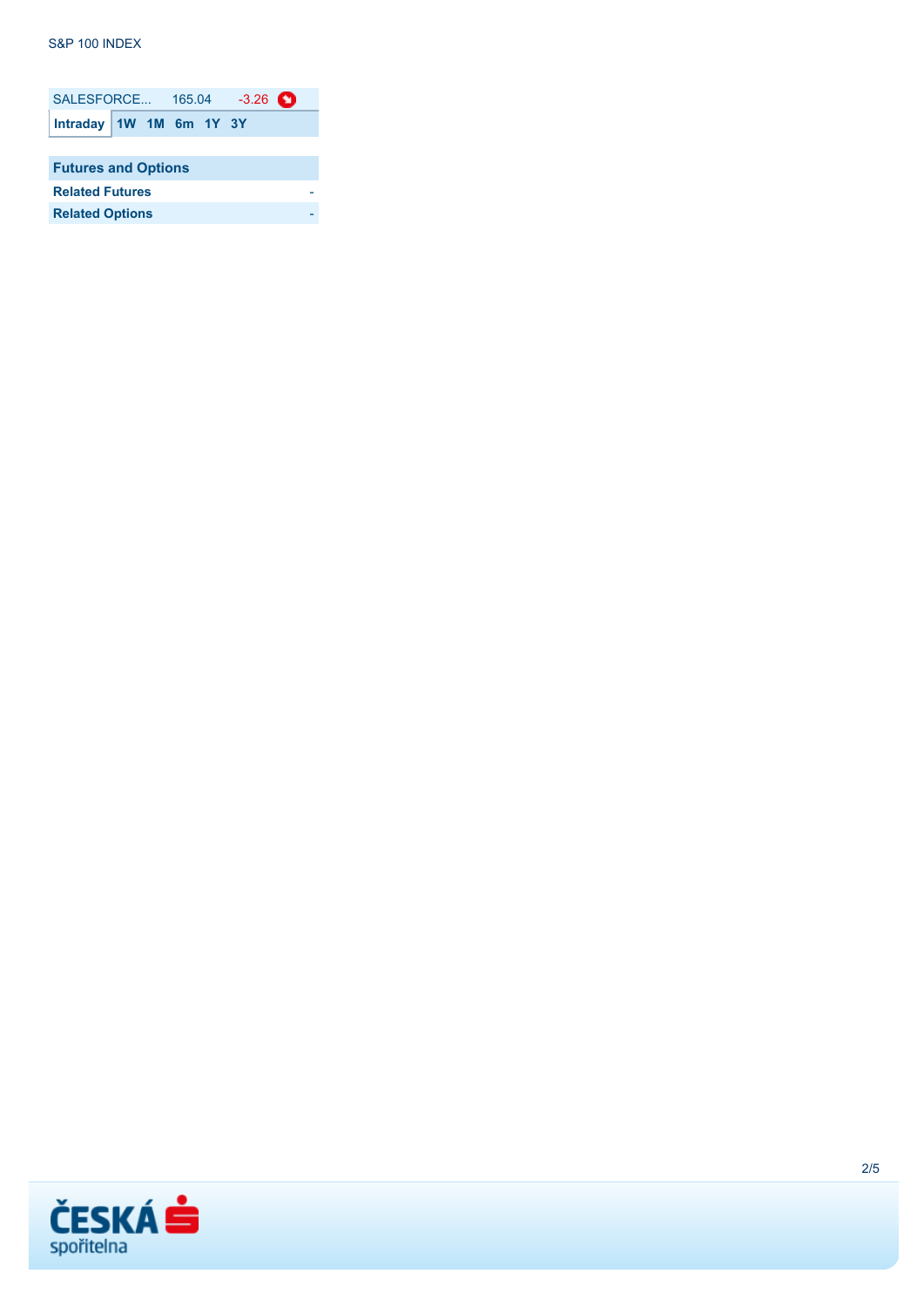S&P 100 INDEX

| SALESFORCE... | 165.04 | -3.26 |
|---|---|---|

Intraday 1W 1M 6m 1Y 3Y

| Futures and Options | |
|---|---|
| Related Futures | - |
| Related Options | - |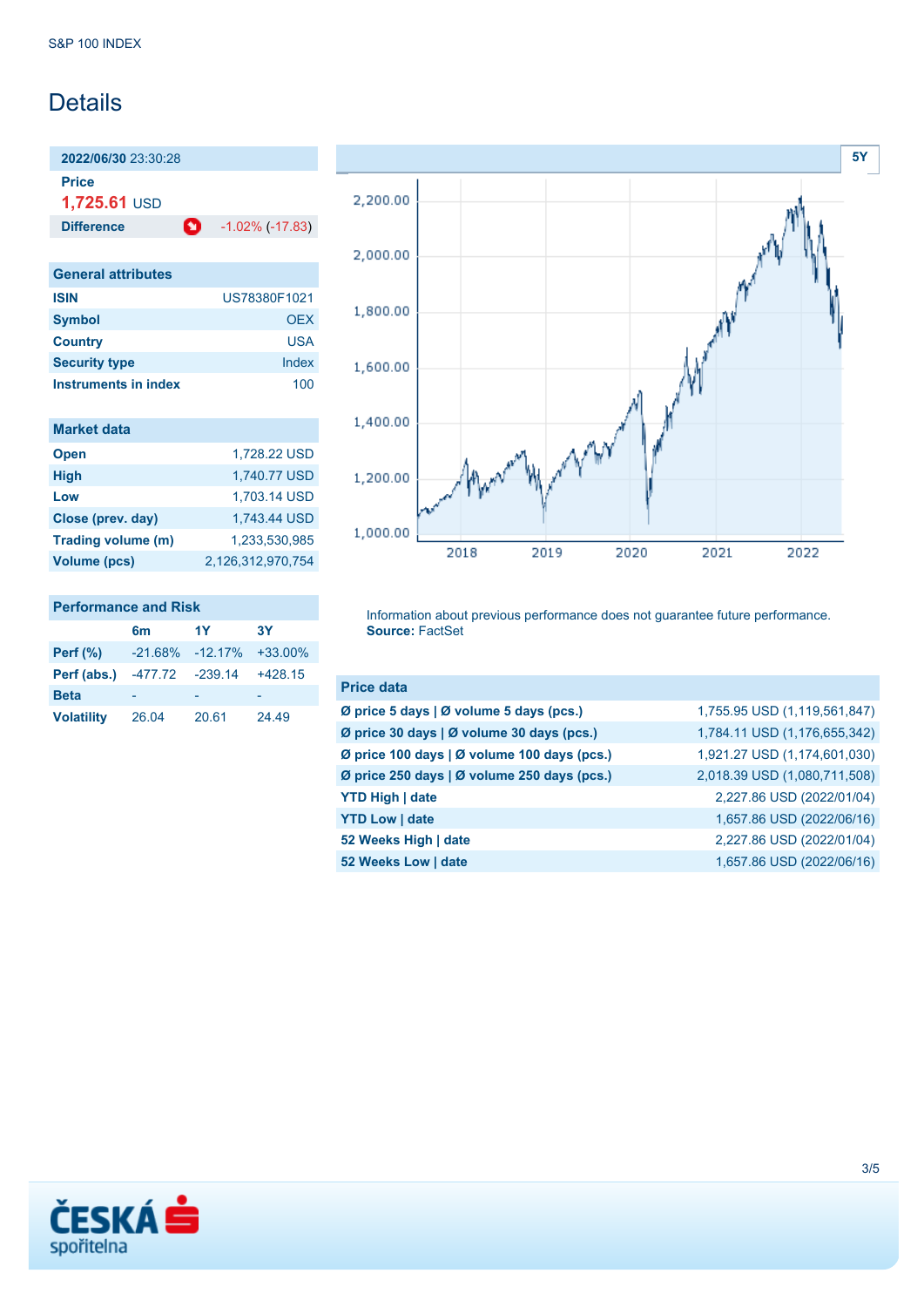S&P 100 INDEX

# Details

**2022/06/30** 23:30:28

**Price**
**1,725.61** USD

| **Difference** | -1.02% (-17.83) |
|---|---|

## General attributes

| | |
|---|---|
| **ISIN** | US78380F1021 |
| **Symbol** | OEX |
| **Country** | USA |
| **Security type** | Index |
| **Instruments in index** | 100 |

## Market data

| | |
|---|---|
| **Open** | 1,728.22 USD |
| **High** | 1,740.77 USD |
| **Low** | 1,703.14 USD |
| **Close (prev. day)** | 1,743.44 USD |
| **Trading volume (m)** | 1,233,530,985 |
| **Volume (pcs)** | 2,126,312,970,754 |

## Performance and Risk

| | 6m | 1Y | 3Y |
|---|---|---|---|
| **Perf (%)** | -21.68% | -12.17% | +33.00% |
| **Perf (abs.)** | -477.72 | -239.14 | +428.15 |
| **Beta** | - | - | - |
| **Volatility** | 26.04 | 20.61 | 24.49 |

5Y

Information about previous performance does not guarantee future performance.
**Source:** FactSet

## Price data

| | |
|---|---|
| **Ø price 5 days \| Ø volume 5 days (pcs.)** | 1,755.95 USD (1,119,561,847) |
| **Ø price 30 days \| Ø volume 30 days (pcs.)** | 1,784.11 USD (1,176,655,342) |
| **Ø price 100 days \| Ø volume 100 days (pcs.)** | 1,921.27 USD (1,174,601,030) |
| **Ø price 250 days \| Ø volume 250 days (pcs.)** | 2,018.39 USD (1,080,711,508) |
| **YTD High \| date** | 2,227.86 USD (2022/01/04) |
| **YTD Low \| date** | 1,657.86 USD (2022/06/16) |
| **52 Weeks High \| date** | 2,227.86 USD (2022/01/04) |
| **52 Weeks Low \| date** | 1,657.86 USD (2022/06/16) |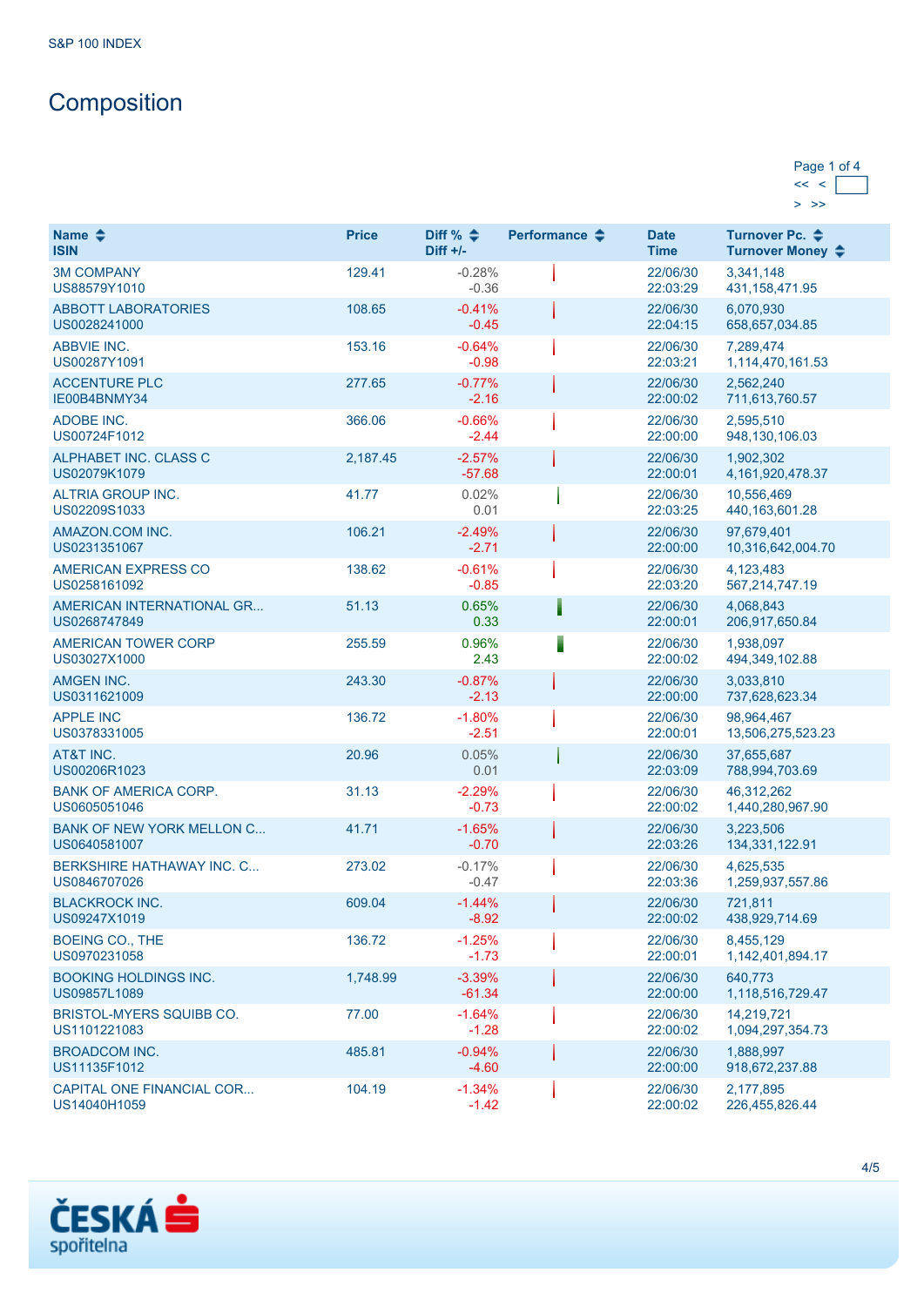S&P 100 INDEX

# Composition

Page 1 of 4

<< <

> >>

| Name<br>ISIN | Price | Diff %<br>Diff +/- | Performance | Date<br>Time | Turnover Pc.<br>Turnover Money |
|---|---|---|---|---|---|
| 3M COMPANY<br>US88579Y1010 | 129.41 | -0.28%<br>-0.36 | | 22/06/30<br>22:03:29 | 3,341,148<br>431,158,471.95 |
| ABBOTT LABORATORIES<br>US0028241000 | 108.65 | -0.41%<br>-0.45 | | 22/06/30<br>22:04:15 | 6,070,930<br>658,657,034.85 |
| ABBVIE INC.<br>US00287Y1091 | 153.16 | -0.64%<br>-0.98 | | 22/06/30<br>22:03:21 | 7,289,474<br>1,114,470,161.53 |
| ACCENTURE PLC<br>IE00B4BNMY34 | 277.65 | -0.77%<br>-2.16 | | 22/06/30<br>22:00:02 | 2,562,240<br>711,613,760.57 |
| ADOBE INC.<br>US00724F1012 | 366.06 | -0.66%<br>-2.44 | | 22/06/30<br>22:00:00 | 2,595,510<br>948,130,106.03 |
| ALPHABET INC. CLASS C<br>US02079K1079 | 2,187.45 | -2.57%<br>-57.68 | | 22/06/30<br>22:00:01 | 1,902,302<br>4,161,920,478.37 |
| ALTRIA GROUP INC.<br>US02209S1033 | 41.77 | 0.02%<br>0.01 | | 22/06/30<br>22:03:25 | 10,556,469<br>440,163,601.28 |
| AMAZON.COM INC.<br>US0231351067 | 106.21 | -2.49%<br>-2.71 | | 22/06/30<br>22:00:00 | 97,679,401<br>10,316,642,004.70 |
| AMERICAN EXPRESS CO<br>US0258161092 | 138.62 | -0.61%<br>-0.85 | | 22/06/30<br>22:03:20 | 4,123,483<br>567,214,747.19 |
| AMERICAN INTERNATIONAL GR...<br>US0268747849 | 51.13 | 0.65%<br>0.33 | | 22/06/30<br>22:00:01 | 4,068,843<br>206,917,650.84 |
| AMERICAN TOWER CORP<br>US03027X1000 | 255.59 | 0.96%<br>2.43 | | 22/06/30<br>22:00:02 | 1,938,097<br>494,349,102.88 |
| AMGEN INC.<br>US0311621009 | 243.30 | -0.87%<br>-2.13 | | 22/06/30<br>22:00:00 | 3,033,810<br>737,628,623.34 |
| APPLE INC<br>US0378331005 | 136.72 | -1.80%<br>-2.51 | | 22/06/30<br>22:00:01 | 98,964,467<br>13,506,275,523.23 |
| AT&T INC.<br>US00206R1023 | 20.96 | 0.05%<br>0.01 | | 22/06/30<br>22:03:09 | 37,655,687<br>788,994,703.69 |
| BANK OF AMERICA CORP.<br>US0605051046 | 31.13 | -2.29%<br>-0.73 | | 22/06/30<br>22:00:02 | 46,312,262<br>1,440,280,967.90 |
| BANK OF NEW YORK MELLON C...<br>US0640581007 | 41.71 | -1.65%<br>-0.70 | | 22/06/30<br>22:03:26 | 3,223,506<br>134,331,122.91 |
| BERKSHIRE HATHAWAY INC. C...<br>US0846707026 | 273.02 | -0.17%<br>-0.47 | | 22/06/30<br>22:03:36 | 4,625,535<br>1,259,937,557.86 |
| BLACKROCK INC.<br>US09247X1019 | 609.04 | -1.44%<br>-8.92 | | 22/06/30<br>22:00:02 | 721,811<br>438,929,714.69 |
| BOEING CO., THE<br>US0970231058 | 136.72 | -1.25%<br>-1.73 | | 22/06/30<br>22:00:01 | 8,455,129<br>1,142,401,894.17 |
| BOOKING HOLDINGS INC.<br>US09857L1089 | 1,748.99 | -3.39%<br>-61.34 | | 22/06/30<br>22:00:00 | 640,773<br>1,118,516,729.47 |
| BRISTOL-MYERS SQUIBB CO.<br>US1101221083 | 77.00 | -1.64%<br>-1.28 | | 22/06/30<br>22:00:02 | 14,219,721<br>1,094,297,354.73 |
| BROADCOM INC.<br>US11135F1012 | 485.81 | -0.94%<br>-4.60 | | 22/06/30<br>22:00:00 | 1,888,997<br>918,672,237.88 |
| CAPITAL ONE FINANCIAL COR...<br>US14040H1059 | 104.19 | -1.34%<br>-1.42 | | 22/06/30<br>22:00:02 | 2,177,895<br>226,455,826.44 |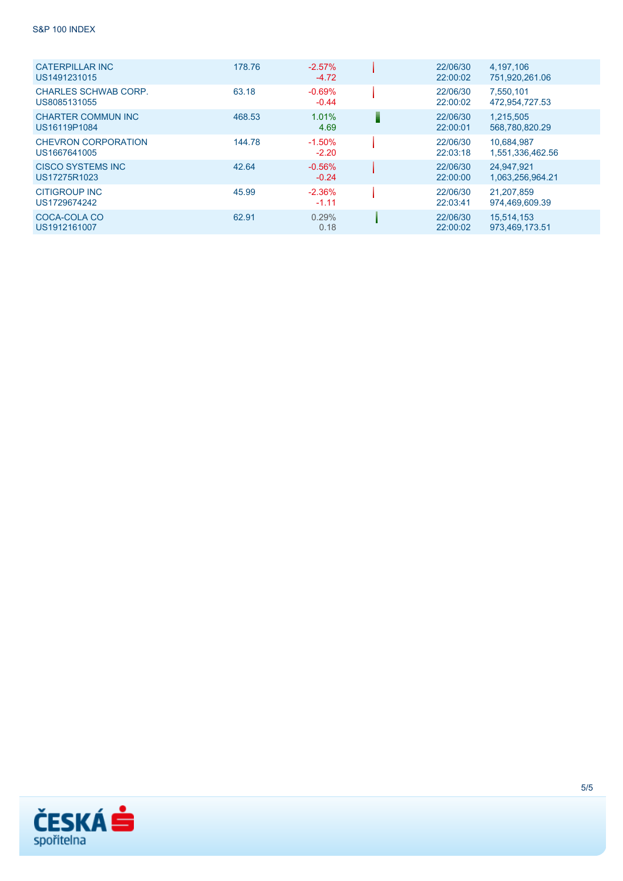S&P 100 INDEX

| | | | | | |
|---|---|---|---|---|---|
| CATERPILLAR INC<br>US1491231015 | 178.76 | -2.57%<br>-4.72 | | 22/06/30<br>22:00:02 | 4,197,106<br>751,920,261.06 |
| CHARLES SCHWAB CORP.<br>US8085131055 | 63.18 | -0.69%<br>-0.44 | | 22/06/30<br>22:00:02 | 7,550,101<br>472,954,727.53 |
| CHARTER COMMUN INC<br>US16119P1084 | 468.53 | 1.01%<br>4.69 | | 22/06/30<br>22:00:01 | 1,215,505<br>568,780,820.29 |
| CHEVRON CORPORATION<br>US1667641005 | 144.78 | -1.50%<br>-2.20 | | 22/06/30<br>22:03:18 | 10,684,987<br>1,551,336,462.56 |
| CISCO SYSTEMS INC<br>US17275R1023 | 42.64 | -0.56%<br>-0.24 | | 22/06/30<br>22:00:00 | 24,947,921<br>1,063,256,964.21 |
| CITIGROUP INC<br>US1729674242 | 45.99 | -2.36%<br>-1.11 | | 22/06/30<br>22:03:41 | 21,207,859<br>974,469,609.39 |
| COCA-COLA CO<br>US1912161007 | 62.91 | 0.29%<br>0.18 | | 22/06/30<br>22:00:02 | 15,514,153<br>973,469,173.51 |